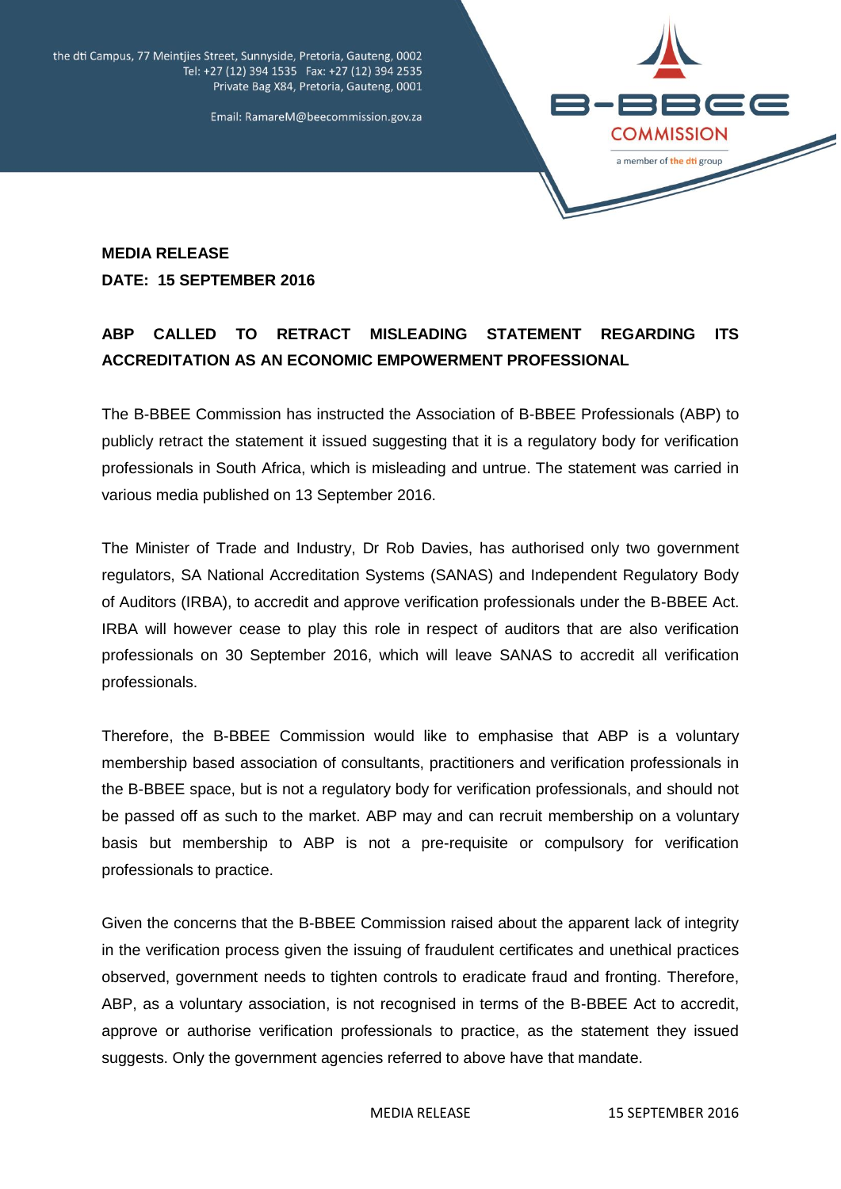the dti Campus, 77 Meintjies Street, Sunnyside, Pretoria, Gauteng, 0002
Tel: +27 (12) 394 1535 Fax: +27 (12) 394 2535
Private Bag X84, Pretoria, Gauteng, 0001

Email: RamareM@beecommission.gov.za

B-BBEE COMMISSION
a member of the dti group

**MEDIA RELEASE**
**DATE: 15 SEPTEMBER 2016**

## ABP CALLED TO RETRACT MISLEADING STATEMENT REGARDING ITS ACCREDITATION AS AN ECONOMIC EMPOWERMENT PROFESSIONAL

The B-BBEE Commission has instructed the Association of B-BBEE Professionals (ABP) to publicly retract the statement it issued suggesting that it is a regulatory body for verification professionals in South Africa, which is misleading and untrue. The statement was carried in various media published on 13 September 2016.

The Minister of Trade and Industry, Dr Rob Davies, has authorised only two government regulators, SA National Accreditation Systems (SANAS) and Independent Regulatory Body of Auditors (IRBA), to accredit and approve verification professionals under the B-BBEE Act. IRBA will however cease to play this role in respect of auditors that are also verification professionals on 30 September 2016, which will leave SANAS to accredit all verification professionals.

Therefore, the B-BBEE Commission would like to emphasise that ABP is a voluntary membership based association of consultants, practitioners and verification professionals in the B-BBEE space, but is not a regulatory body for verification professionals, and should not be passed off as such to the market. ABP may and can recruit membership on a voluntary basis but membership to ABP is not a pre-requisite or compulsory for verification professionals to practice.

Given the concerns that the B-BBEE Commission raised about the apparent lack of integrity in the verification process given the issuing of fraudulent certificates and unethical practices observed, government needs to tighten controls to eradicate fraud and fronting. Therefore, ABP, as a voluntary association, is not recognised in terms of the B-BBEE Act to accredit, approve or authorise verification professionals to practice, as the statement they issued suggests. Only the government agencies referred to above have that mandate.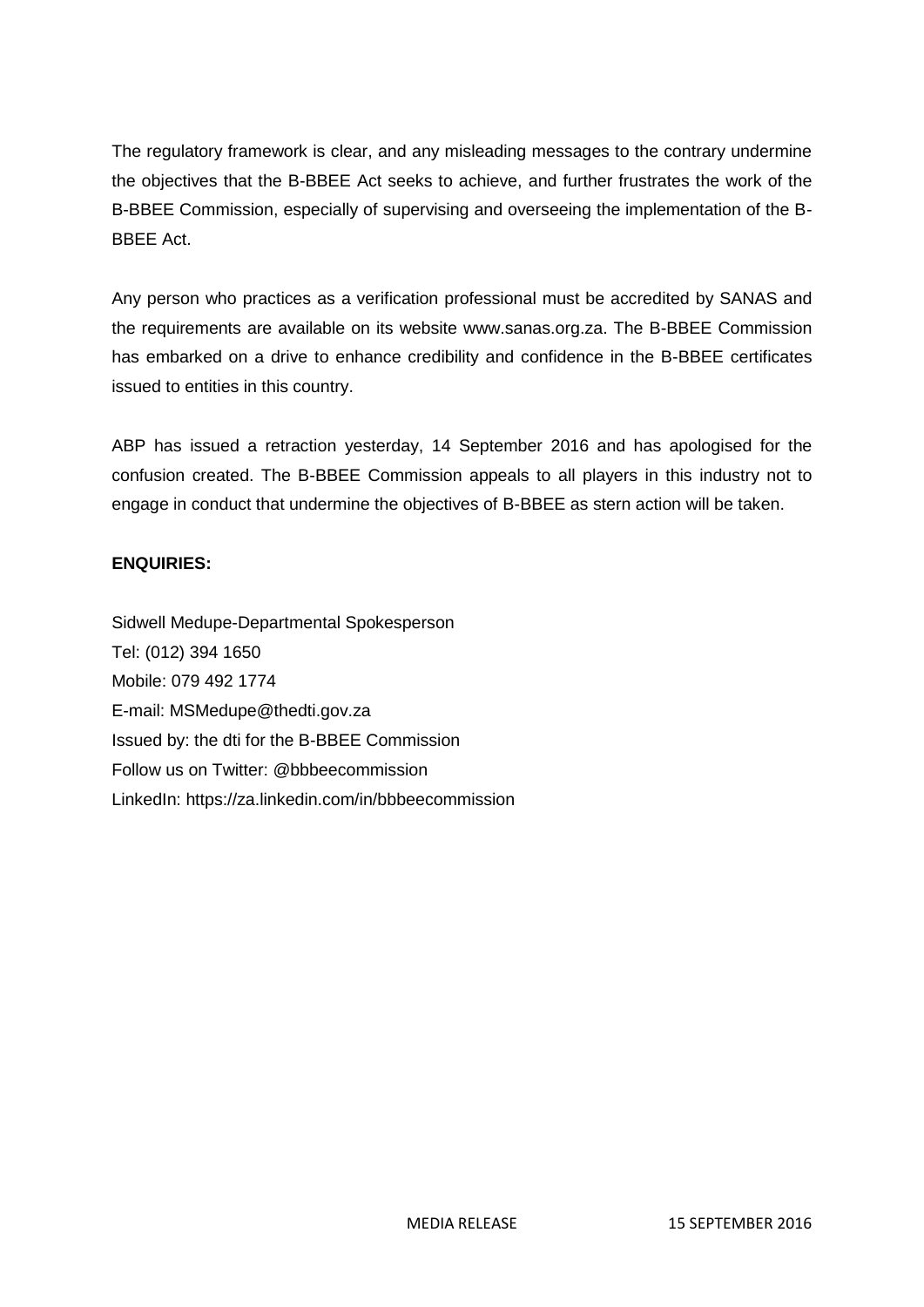The regulatory framework is clear, and any misleading messages to the contrary undermine the objectives that the B-BBEE Act seeks to achieve, and further frustrates the work of the B-BBEE Commission, especially of supervising and overseeing the implementation of the B-BBEE Act.

Any person who practices as a verification professional must be accredited by SANAS and the requirements are available on its website www.sanas.org.za. The B-BBEE Commission has embarked on a drive to enhance credibility and confidence in the B-BBEE certificates issued to entities in this country.

ABP has issued a retraction yesterday, 14 September 2016 and has apologised for the confusion created. The B-BBEE Commission appeals to all players in this industry not to engage in conduct that undermine the objectives of B-BBEE as stern action will be taken.

**ENQUIRIES:**

Sidwell Medupe-Departmental Spokesperson
Tel: (012) 394 1650
Mobile: 079 492 1774
E-mail: MSMedupe@thedti.gov.za
Issued by: the dti for the B-BBEE Commission
Follow us on Twitter: @bbbeecommission
LinkedIn: https://za.linkedin.com/in/bbbeecommission